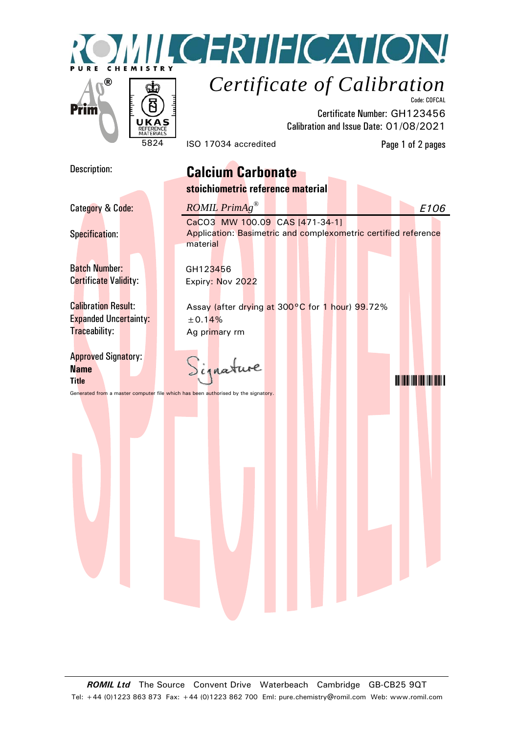# ROMIL CERTIFICATION!

PURE CHEMISTRY

Prim Ag®

UKAS REFERENCE MATERIALS 5824

## *Certificate of Calibration*

Code: COFCAL

Certificate Number: GH123456

Calibration and Issue Date: 01/08/2021

ISO 17034 accredited

Page 1 of 2 pages

Description: **Calcium Carbonate**

**stoichiometric reference material**

Category & Code: *ROMIL PrimAg®* *E106*

Specification: $CaCO_3$ MW 100.09 CAS [471-34-1]
Application: Basimetric and complexometric certified reference material

Batch Number: GH123456

Certificate Validity: Expiry: Nov 2022

Calibration Result: Assay (after drying at 300°C for 1 hour) 99.72%

Expanded Uncertainty: ±0.14%

Traceability: Ag primary rm

Approved Signatory: Signature

**Name**

**Title**

Generated from a master computer file which has been authorised by the signatory.

SPECIMEN

***ROMIL Ltd*** The Source Convent Drive Waterbeach Cambridge GB-CB25 9QT

Tel: +44 (0)1223 863 873 Fax: +44 (0)1223 862 700 Eml: pure.chemistry@romil.com Web: www.romil.com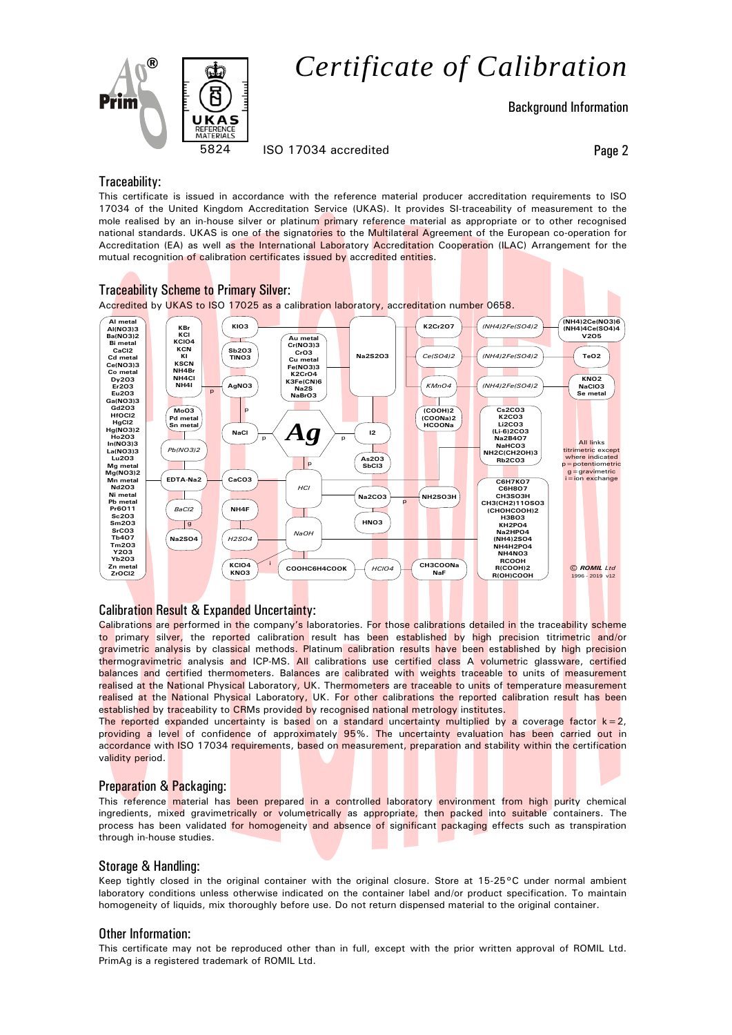# Certificate of Calibration

Background Information

ISO 17034 accredited

UKAS REFERENCE MATERIALS 5824

## Traceability:

This certificate is issued in accordance with the reference material producer accreditation requirements to ISO 17034 of the United Kingdom Accreditation Service (UKAS). It provides SI-traceability of measurement to the mole realised by an in-house silver or platinum primary reference material as appropriate or to other recognised national standards. UKAS is one of the signatories to the Multilateral Agreement of the European co-operation for Accreditation (EA) as well as the International Laboratory Accreditation Cooperation (ILAC) Arrangement for the mutual recognition of calibration certificates issued by accredited entities.

## Traceability Scheme to Primary Silver:

Accredited by UKAS to ISO 17025 as a calibration laboratory, accreditation number 0658.

Ag

Al metal, Al(NO3)3, Ba(NO3)2, Bi metal, CaCl2, Cd metal, Ce(NO3)3, Co metal, Dy2O3, Er2O3, Eu2O3, Ga(NO3)3, Gd2O3, HfOCl2, HgCl2, Hg(NO3)2, Ho2O3, In(NO3)3, La(NO3)3, Lu2O3, Mg metal, Mg(NO3)2, Mn metal, Nd2O3, Ni metal, Pb metal, Pr6O11, Sc2O3, Sm2O3, SrCO3, Tb4O7, Tm2O3, Y2O3, Yb2O3, Zn metal, ZrOCl2

KBr, KCl, KClO4, KCN, KI, KSCN, NH4Br, NH4Cl, NH4I

KIO3

Sb2O3, TlNO3

AgNO3

Au metal, Cr(NO3)3, CrO3, Cu metal, Fe(NO3)3, K2CrO4, K3Fe(CN)6, Na2S, NaBrO3

Na2S2O3

K2Cr2O7

(NH4)2Fe(SO4)2

(NH4)2Ce(NO3)6, (NH4)4Ce(SO4)4, V2O5

Ce(SO4)2

(NH4)2Fe(SO4)2

TeO2

KMnO4

(NH4)2Fe(SO4)2

KNO2, NaClO3, Se metal

MoO3, Pd metal, Sn metal

NaCl

I2

(COOH)2, (COONa)2, HCOONa

Cs2CO3, K2CO3, Li2CO3, (Li-6)2CO3, Na2B4O7, NaHCO3, NH2C(CH2OH)3, Rb2CO3

Pb(NO3)2

As2O3, SbCl3

All links titrimetric except where indicated
p = potentiometric
g = gravimetric
i = ion exchange

EDTA-Na2

CaCO3

HCl

Na2CO3

NH2SO3H

C6H7KO7, C6H8O7, CH3(CH2)11OSO3, (CHOHCOOH)2, H3BO3, KH2PO4, Na2HPO4, (NH4)2SO4, NH4H2PO4, NH4NO3, RCOOH, R(COOH)2, R(OH)COOH

BaCl2

NH4F

HNO3

Na2SO4

H2SO4

NaOH

KClO4, KNO3

COOHC6H4COOK

HClO4

CH3COONa, NaF

© ROMIL Ltd 1996 - 2019 v12

## Calibration Result & Expanded Uncertainty:

Calibrations are performed in the company's laboratories. For those calibrations detailed in the traceability scheme to primary silver, the reported calibration result has been established by high precision titrimetric and/or gravimetric analysis by classical methods. Platinum calibration results have been established by high precision thermogravimetric analysis and ICP-MS. All calibrations use certified class A volumetric glassware, certified balances and certified thermometers. Balances are calibrated with weights traceable to units of measurement realised at the National Physical Laboratory, UK. Thermometers are traceable to units of temperature measurement realised at the National Physical Laboratory, UK. For other calibrations the reported calibration result has been established by traceability to CRMs provided by recognised national metrology institutes.

The reported expanded uncertainty is based on a standard uncertainty multiplied by a coverage factor $k=2$, providing a level of confidence of approximately 95%. The uncertainty evaluation has been carried out in accordance with ISO 17034 requirements, based on measurement, preparation and stability within the certification validity period.

## Preparation & Packaging:

This reference material has been prepared in a controlled laboratory environment from high purity chemical ingredients, mixed gravimetrically or volumetrically as appropriate, then packed into suitable containers. The process has been validated for homogeneity and absence of significant packaging effects such as transpiration through in-house studies.

## Storage & Handling:

Keep tightly closed in the original container with the original closure. Store at 15-25°C under normal ambient laboratory conditions unless otherwise indicated on the container label and/or product specification. To maintain homogeneity of liquids, mix thoroughly before use. Do not return dispensed material to the original container.

## Other Information:

This certificate may not be reproduced other than in full, except with the prior written approval of ROMIL Ltd. PrimAg is a registered trademark of ROMIL Ltd.